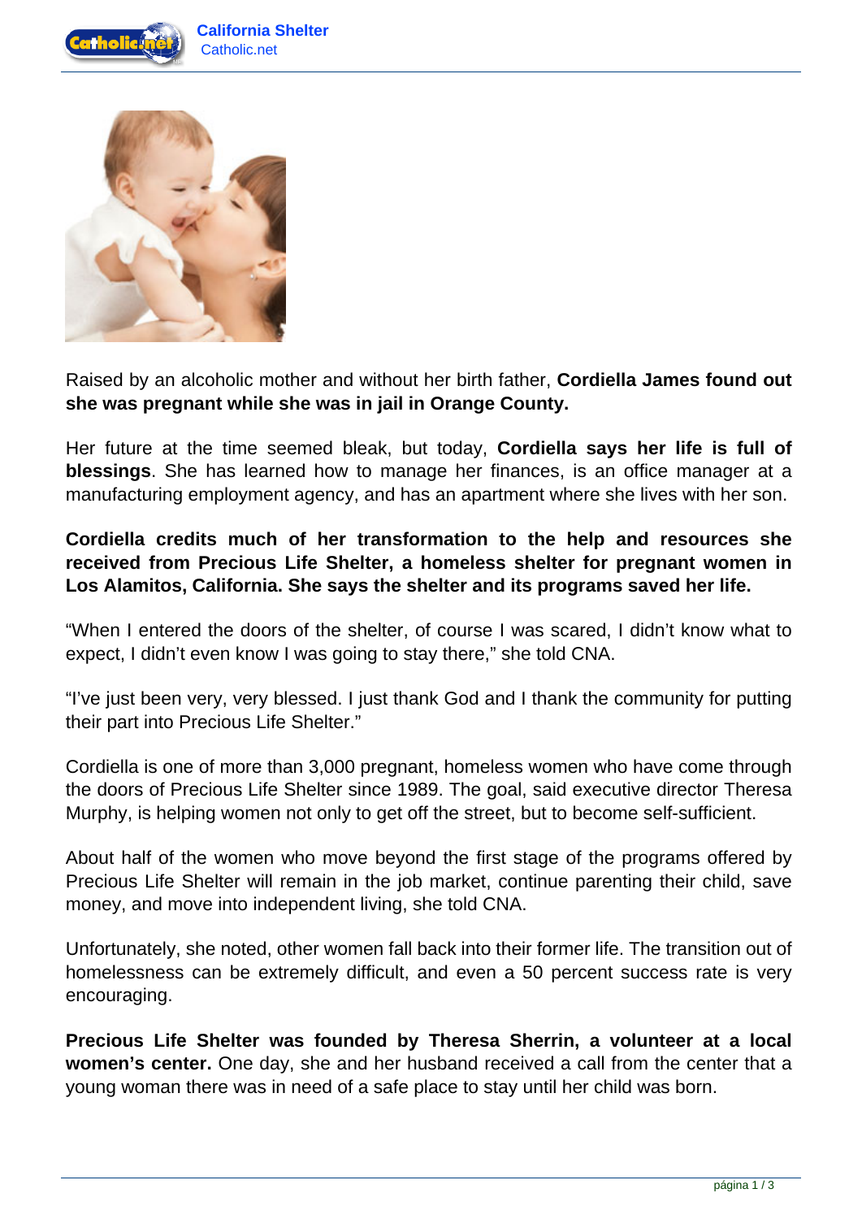Raised by an alcoholic mother and without her birth father, **Cordiella James found out she was pregnant while she was in jail in Orange County.**

Her future at the time seemed bleak, but today, **Cordiella says her life is full of blessings**. She has learned how to manage her finances, is an office manager at a manufacturing employment agency, and has an apartment where she lives with her son.

**Cordiella credits much of her transformation to the help and resources she received from Precious Life Shelter, a homeless shelter for pregnant women in Los Alamitos, California. She says the shelter and its programs saved her life.**

"When I entered the doors of the shelter, of course I was scared, I didn't know what to expect, I didn't even know I was going to stay there," she told CNA.

"I've just been very, very blessed. I just thank God and I thank the community for putting their part into Precious Life Shelter."

Cordiella is one of more than 3,000 pregnant, homeless women who have come through the doors of Precious Life Shelter since 1989. The goal, said executive director Theresa Murphy, is helping women not only to get off the street, but to become self-sufficient.

About half of the women who move beyond the first stage of the programs offered by Precious Life Shelter will remain in the job market, continue parenting their child, save money, and move into independent living, she told CNA.

Unfortunately, she noted, other women fall back into their former life. The transition out of homelessness can be extremely difficult, and even a 50 percent success rate is very encouraging.

**Precious Life Shelter was founded by Theresa Sherrin, a volunteer at a local women's center.** One day, she and her husband received a call from the center that a young woman there was in need of a safe place to stay until her child was born.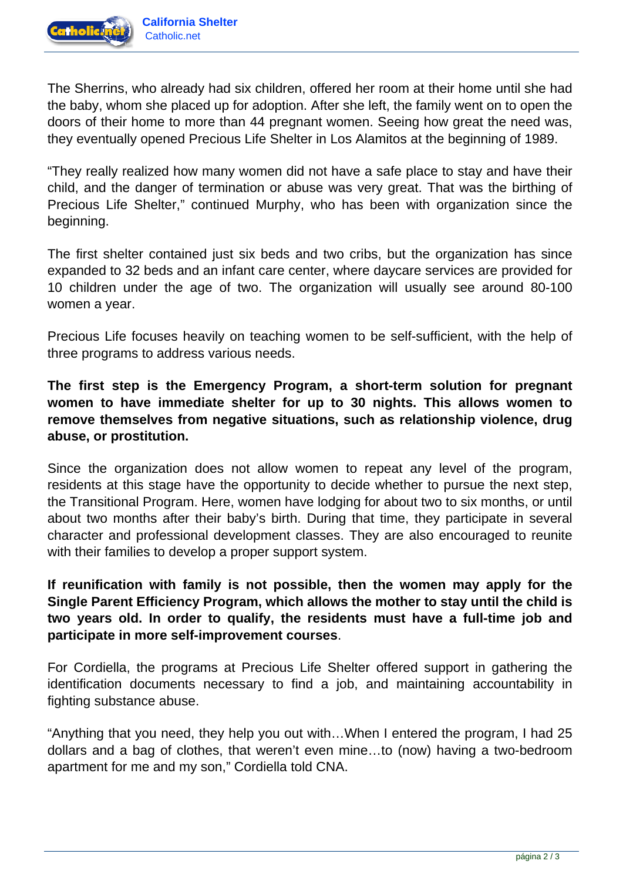The Sherrins, who already had six children, offered her room at their home until she had the baby, whom she placed up for adoption. After she left, the family went on to open the doors of their home to more than 44 pregnant women. Seeing how great the need was, they eventually opened Precious Life Shelter in Los Alamitos at the beginning of 1989.

“They really realized how many women did not have a safe place to stay and have their child, and the danger of termination or abuse was very great. That was the birthing of Precious Life Shelter,” continued Murphy, who has been with organization since the beginning.

The first shelter contained just six beds and two cribs, but the organization has since expanded to 32 beds and an infant care center, where daycare services are provided for 10 children under the age of two. The organization will usually see around 80-100 women a year.

Precious Life focuses heavily on teaching women to be self-sufficient, with the help of three programs to address various needs.

**The first step is the Emergency Program, a short-term solution for pregnant women to have immediate shelter for up to 30 nights. This allows women to remove themselves from negative situations, such as relationship violence, drug abuse, or prostitution.**

Since the organization does not allow women to repeat any level of the program, residents at this stage have the opportunity to decide whether to pursue the next step, the Transitional Program. Here, women have lodging for about two to six months, or until about two months after their baby’s birth. During that time, they participate in several character and professional development classes. They are also encouraged to reunite with their families to develop a proper support system.

**If reunification with family is not possible, then the women may apply for the Single Parent Efficiency Program, which allows the mother to stay until the child is two years old. In order to qualify, the residents must have a full-time job and participate in more self-improvement courses**.

For Cordiella, the programs at Precious Life Shelter offered support in gathering the identification documents necessary to find a job, and maintaining accountability in fighting substance abuse.

“Anything that you need, they help you out with…When I entered the program, I had 25 dollars and a bag of clothes, that weren’t even mine…to (now) having a two-bedroom apartment for me and my son,” Cordiella told CNA.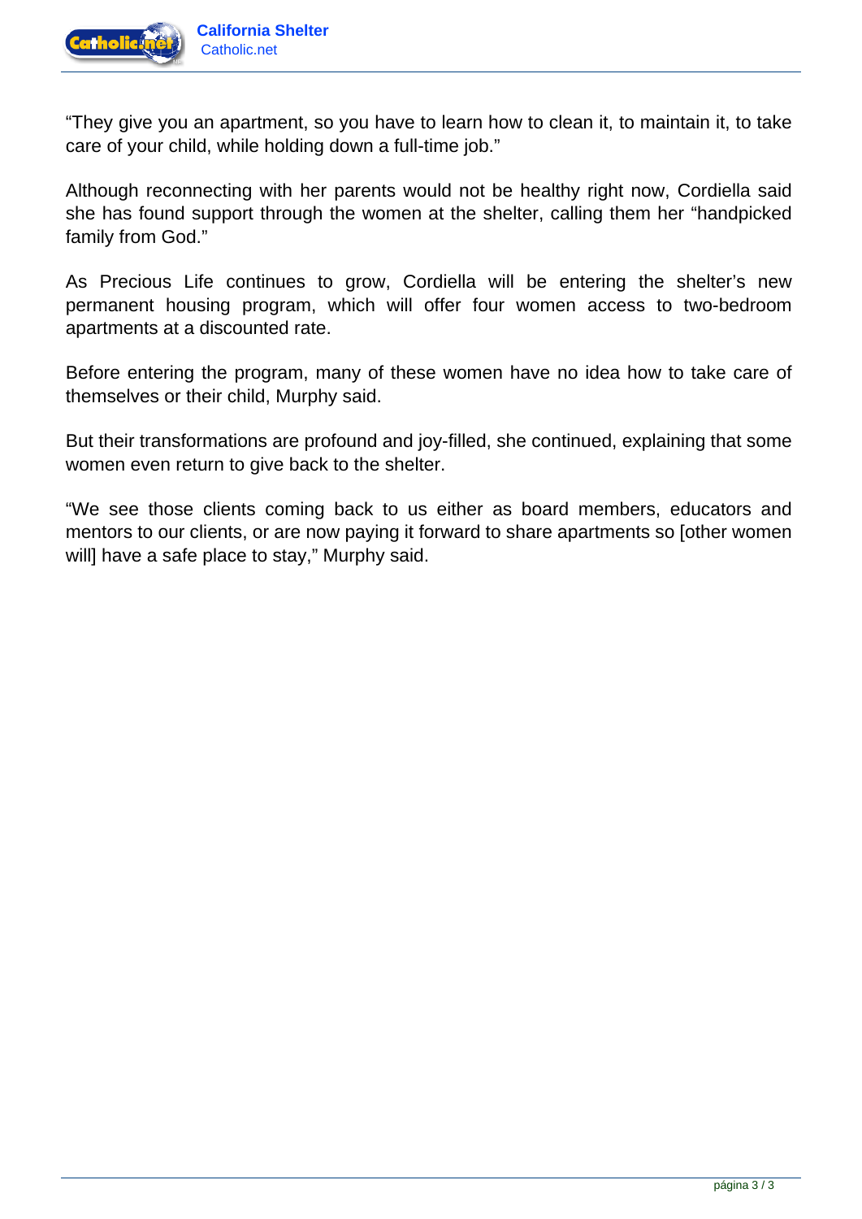"They give you an apartment, so you have to learn how to clean it, to maintain it, to take care of your child, while holding down a full-time job."

Although reconnecting with her parents would not be healthy right now, Cordiella said she has found support through the women at the shelter, calling them her "handpicked family from God."

As Precious Life continues to grow, Cordiella will be entering the shelter's new permanent housing program, which will offer four women access to two-bedroom apartments at a discounted rate.

Before entering the program, many of these women have no idea how to take care of themselves or their child, Murphy said.

But their transformations are profound and joy-filled, she continued, explaining that some women even return to give back to the shelter.

"We see those clients coming back to us either as board members, educators and mentors to our clients, or are now paying it forward to share apartments so [other women will] have a safe place to stay," Murphy said.